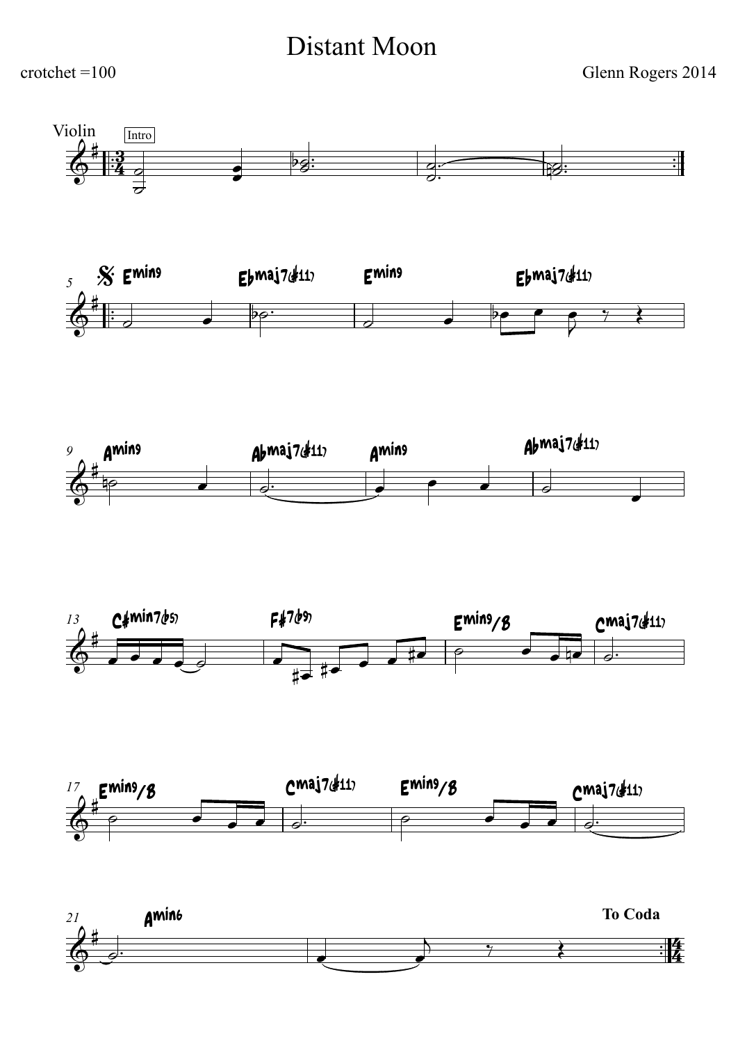# Distant Moon

crotchet =100

Glenn Rogers 2014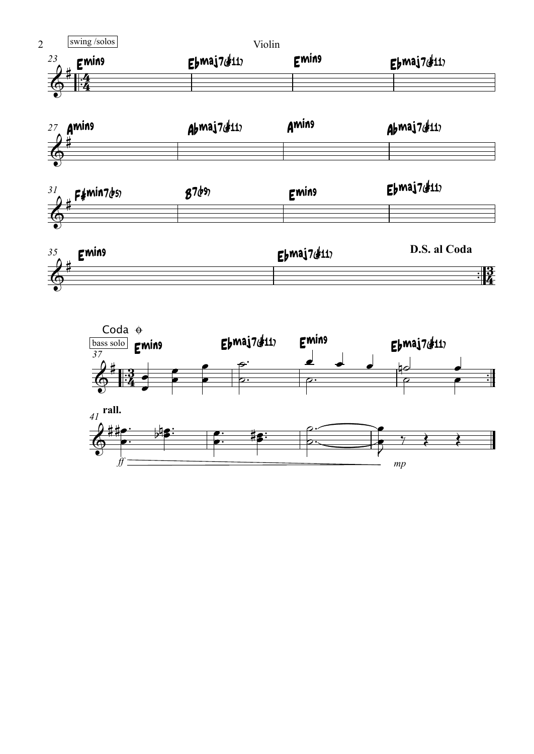Violin

swing /solos

Emin9 | Ebmaj7(#11) | Emin9 | Ebmaj7(#11)

Amin9 | Abmaj7(#11) | Amin9 | Abmaj7(#11)

F#min7(b5) | B7(b9) | Emin9 | Ebmaj7(#11)

Emin9 | Ebmaj7(#11)

**D.S. al Coda**

Coda

bass solo

Emin9 | Ebmaj7(#11) | Emin9 | Ebmaj7(#11)

**rall.**

*ff* *mp*